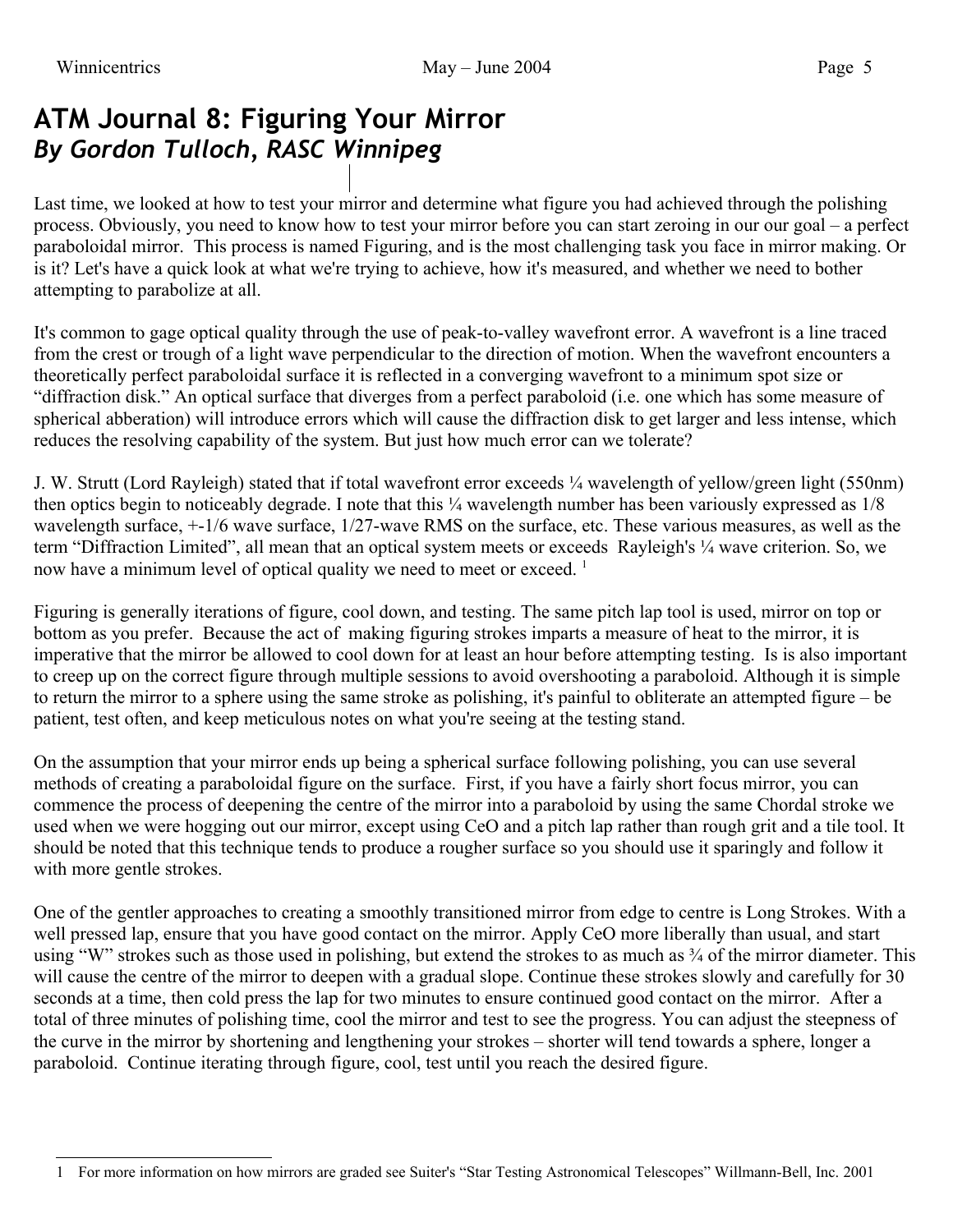# ATM Journal 8: Figuring Your Mirror

***By Gordon Tulloch, RASC Winnipeg***

Last time, we looked at how to test your mirror and determine what figure you had achieved through the polishing process. Obviously, you need to know how to test your mirror before you can start zeroing in our our goal – a perfect paraboloidal mirror. This process is named Figuring, and is the most challenging task you face in mirror making. Or is it? Let's have a quick look at what we're trying to achieve, how it's measured, and whether we need to bother attempting to parabolize at all.

It's common to gage optical quality through the use of peak-to-valley wavefront error. A wavefront is a line traced from the crest or trough of a light wave perpendicular to the direction of motion. When the wavefront encounters a theoretically perfect paraboloidal surface it is reflected in a converging wavefront to a minimum spot size or "diffraction disk." An optical surface that diverges from a perfect paraboloid (i.e. one which has some measure of spherical abberation) will introduce errors which will cause the diffraction disk to get larger and less intense, which reduces the resolving capability of the system. But just how much error can we tolerate?

J. W. Strutt (Lord Rayleigh) stated that if total wavefront error exceeds ¼ wavelength of yellow/green light (550nm) then optics begin to noticeably degrade. I note that this ¼ wavelength number has been variously expressed as 1/8 wavelength surface, +-1/6 wave surface, 1/27-wave RMS on the surface, etc. These various measures, as well as the term "Diffraction Limited", all mean that an optical system meets or exceeds Rayleigh's ¼ wave criterion. So, we now have a minimum level of optical quality we need to meet or exceed. [1]

Figuring is generally iterations of figure, cool down, and testing. The same pitch lap tool is used, mirror on top or bottom as you prefer. Because the act of making figuring strokes imparts a measure of heat to the mirror, it is imperative that the mirror be allowed to cool down for at least an hour before attempting testing. Is is also important to creep up on the correct figure through multiple sessions to avoid overshooting a paraboloid. Although it is simple to return the mirror to a sphere using the same stroke as polishing, it's painful to obliterate an attempted figure – be patient, test often, and keep meticulous notes on what you're seeing at the testing stand.

On the assumption that your mirror ends up being a spherical surface following polishing, you can use several methods of creating a paraboloidal figure on the surface. First, if you have a fairly short focus mirror, you can commence the process of deepening the centre of the mirror into a paraboloid by using the same Chordal stroke we used when we were hogging out our mirror, except using CeO and a pitch lap rather than rough grit and a tile tool. It should be noted that this technique tends to produce a rougher surface so you should use it sparingly and follow it with more gentle strokes.

One of the gentler approaches to creating a smoothly transitioned mirror from edge to centre is Long Strokes. With a well pressed lap, ensure that you have good contact on the mirror. Apply CeO more liberally than usual, and start using "W" strokes such as those used in polishing, but extend the strokes to as much as ¾ of the mirror diameter. This will cause the centre of the mirror to deepen with a gradual slope. Continue these strokes slowly and carefully for 30 seconds at a time, then cold press the lap for two minutes to ensure continued good contact on the mirror. After a total of three minutes of polishing time, cool the mirror and test to see the progress. You can adjust the steepness of the curve in the mirror by shortening and lengthening your strokes – shorter will tend towards a sphere, longer a paraboloid. Continue iterating through figure, cool, test until you reach the desired figure.

---

1 For more information on how mirrors are graded see Suiter's "Star Testing Astronomical Telescopes" Willmann-Bell, Inc. 2001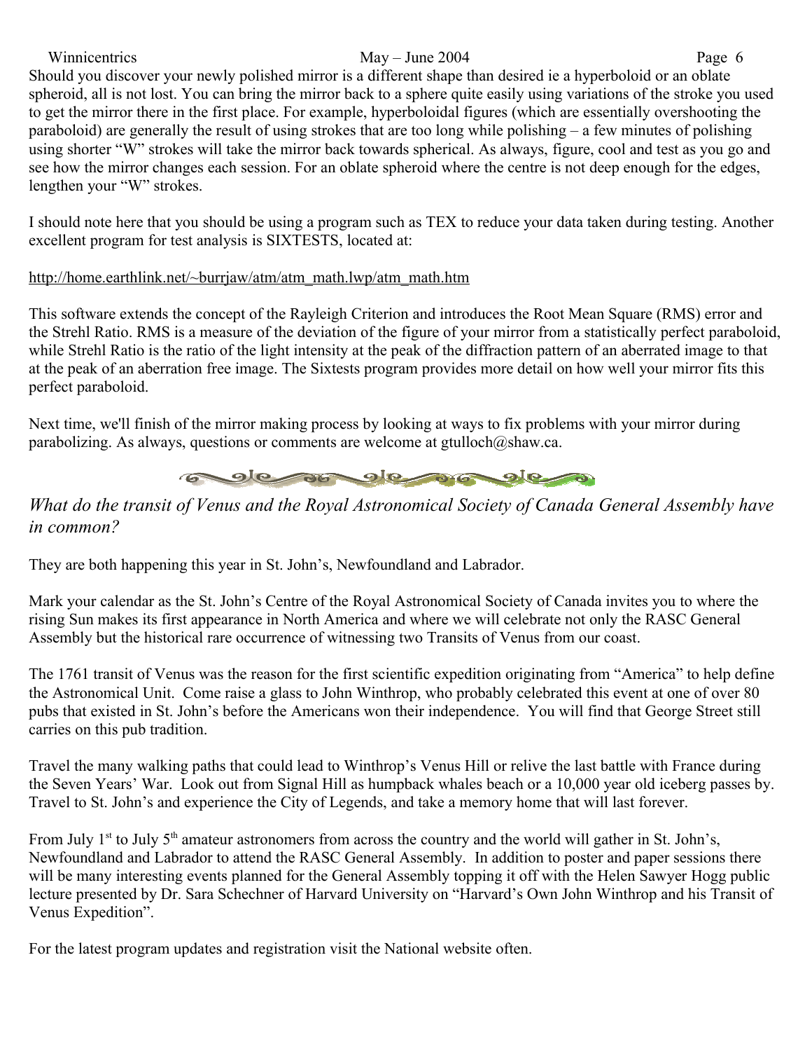Should you discover your newly polished mirror is a different shape than desired ie a hyperboloid or an oblate spheroid, all is not lost. You can bring the mirror back to a sphere quite easily using variations of the stroke you used to get the mirror there in the first place. For example, hyperboloidal figures (which are essentially overshooting the paraboloid) are generally the result of using strokes that are too long while polishing – a few minutes of polishing using shorter “W” strokes will take the mirror back towards spherical. As always, figure, cool and test as you go and see how the mirror changes each session. For an oblate spheroid where the centre is not deep enough for the edges, lengthen your “W” strokes.

I should note here that you should be using a program such as TEX to reduce your data taken during testing. Another excellent program for test analysis is SIXTESTS, located at:

http://home.earthlink.net/~burrjaw/atm/atm_math.lwp/atm_math.htm

This software extends the concept of the Rayleigh Criterion and introduces the Root Mean Square (RMS) error and the Strehl Ratio. RMS is a measure of the deviation of the figure of your mirror from a statistically perfect paraboloid, while Strehl Ratio is the ratio of the light intensity at the peak of the diffraction pattern of an aberrated image to that at the peak of an aberration free image. The Sixtests program provides more detail on how well your mirror fits this perfect paraboloid.

Next time, we'll finish of the mirror making process by looking at ways to fix problems with your mirror during parabolizing. As always, questions or comments are welcome at gtulloch@shaw.ca.

## *What do the transit of Venus and the Royal Astronomical Society of Canada General Assembly have in common?*

They are both happening this year in St. John’s, Newfoundland and Labrador.

Mark your calendar as the St. John’s Centre of the Royal Astronomical Society of Canada invites you to where the rising Sun makes its first appearance in North America and where we will celebrate not only the RASC General Assembly but the historical rare occurrence of witnessing two Transits of Venus from our coast.

The 1761 transit of Venus was the reason for the first scientific expedition originating from “America” to help define the Astronomical Unit. Come raise a glass to John Winthrop, who probably celebrated this event at one of over 80 pubs that existed in St. John’s before the Americans won their independence. You will find that George Street still carries on this pub tradition.

Travel the many walking paths that could lead to Winthrop’s Venus Hill or relive the last battle with France during the Seven Years’ War. Look out from Signal Hill as humpback whales beach or a 10,000 year old iceberg passes by. Travel to St. John’s and experience the City of Legends, and take a memory home that will last forever.

From July 1st to July 5th amateur astronomers from across the country and the world will gather in St. John’s, Newfoundland and Labrador to attend the RASC General Assembly. In addition to poster and paper sessions there will be many interesting events planned for the General Assembly topping it off with the Helen Sawyer Hogg public lecture presented by Dr. Sara Schechner of Harvard University on “Harvard’s Own John Winthrop and his Transit of Venus Expedition”.

For the latest program updates and registration visit the National website often.